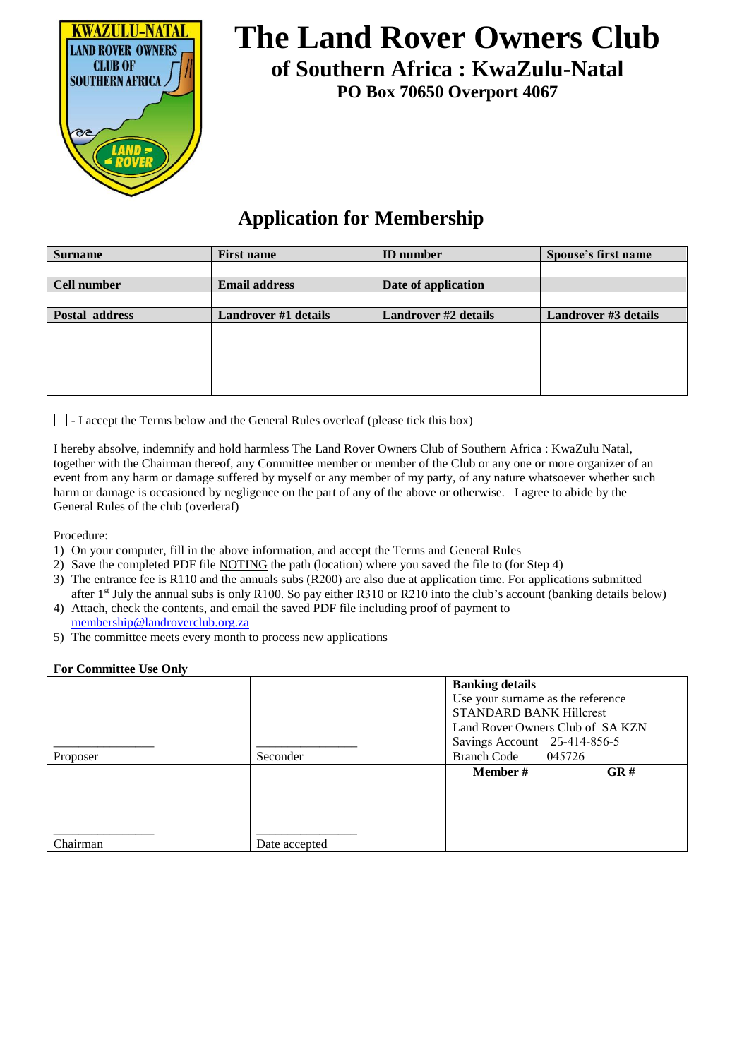# The Land Rover Owners Club

## of Southern Africa : KwaZulu-Natal

**PO Box 70650 Overport 4067**

## Application for Membership

| Surname | First name | ID number | Spouse's first name |
|---|---|---|---|
| | | | |
| **Cell number** | **Email address** | **Date of application** | |
| | | | |
| **Postal address** | **Landrover #1 details** | **Landrover #2 details** | **Landrover #3 details** |
| | | | |

☐ - I accept the Terms below and the General Rules overleaf (please tick this box)

I hereby absolve, indemnify and hold harmless The Land Rover Owners Club of Southern Africa : KwaZulu Natal, together with the Chairman thereof, any Committee member or member of the Club or any one or more organizer of an event from any harm or damage suffered by myself or any member of my party, of any nature whatsoever whether such harm or damage is occasioned by negligence on the part of any of the above or otherwise. I agree to abide by the General Rules of the club (overleraf)

Procedure:

1) On your computer, fill in the above information, and accept the Terms and General Rules
2) Save the completed PDF file NOTING the path (location) where you saved the file to (for Step 4)
3) The entrance fee is R110 and the annual subs (R200) are also due at application time. For applications submitted after 1st July the annual subs is only R100. So pay either R310 or R210 into the club's account (banking details below)
4) Attach, check the contents, and email the saved PDF file including proof of payment to membership@landroverclub.org.za
5) The committee meets every month to process new applications

**For Committee Use Only**

| | | | |
|---|---|---|---|
| _______________ Proposer | _______________ Seconder | **Banking details** Use your surname as the reference STANDARD BANK Hillcrest Land Rover Owners Club of SA KZN Savings Account 25-414-856-5 Branch Code 045726 | |
| _______________ Chairman | _______________ Date accepted | **Member #** | **GR #** |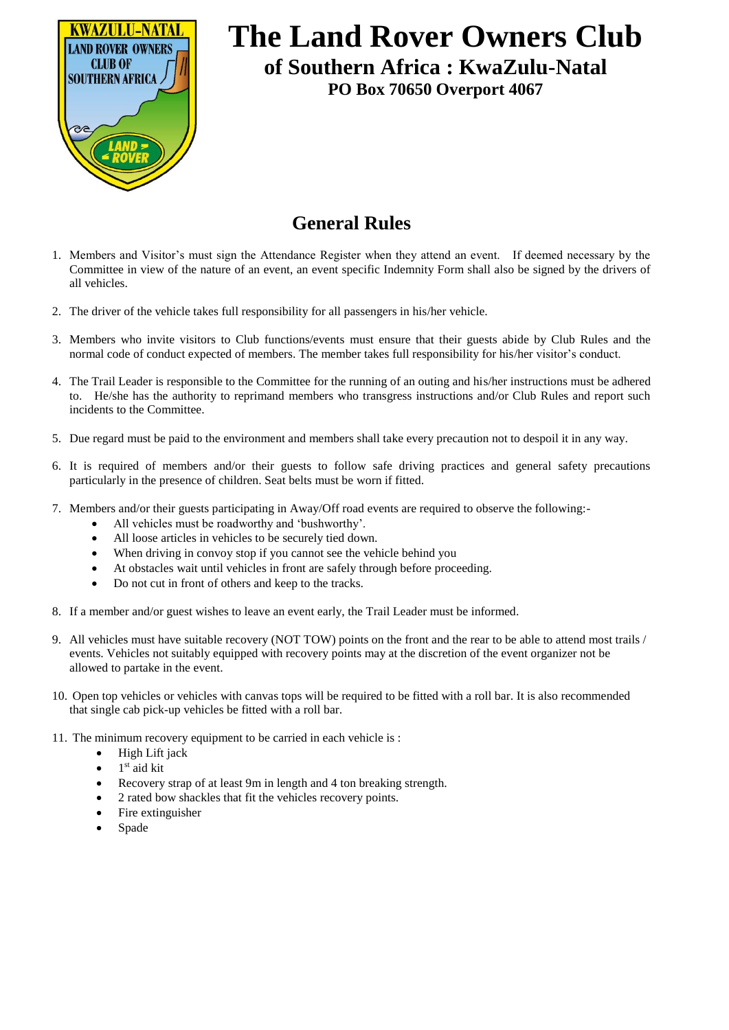# The Land Rover Owners Club

## of Southern Africa : KwaZulu-Natal

**PO Box 70650 Overport 4067**

## General Rules

1. Members and Visitor's must sign the Attendance Register when they attend an event. If deemed necessary by the Committee in view of the nature of an event, an event specific Indemnity Form shall also be signed by the drivers of all vehicles.

2. The driver of the vehicle takes full responsibility for all passengers in his/her vehicle.

3. Members who invite visitors to Club functions/events must ensure that their guests abide by Club Rules and the normal code of conduct expected of members. The member takes full responsibility for his/her visitor's conduct.

4. The Trail Leader is responsible to the Committee for the running of an outing and his/her instructions must be adhered to. He/she has the authority to reprimand members who transgress instructions and/or Club Rules and report such incidents to the Committee.

5. Due regard must be paid to the environment and members shall take every precaution not to despoil it in any way.

6. It is required of members and/or their guests to follow safe driving practices and general safety precautions particularly in the presence of children. Seat belts must be worn if fitted.

7. Members and/or their guests participating in Away/Off road events are required to observe the following:-
   - All vehicles must be roadworthy and 'bushworthy'.
   - All loose articles in vehicles to be securely tied down.
   - When driving in convoy stop if you cannot see the vehicle behind you
   - At obstacles wait until vehicles in front are safely through before proceeding.
   - Do not cut in front of others and keep to the tracks.

8. If a member and/or guest wishes to leave an event early, the Trail Leader must be informed.

9. All vehicles must have suitable recovery (NOT TOW) points on the front and the rear to be able to attend most trails / events. Vehicles not suitably equipped with recovery points may at the discretion of the event organizer not be allowed to partake in the event.

10. Open top vehicles or vehicles with canvas tops will be required to be fitted with a roll bar. It is also recommended that single cab pick-up vehicles be fitted with a roll bar.

11. The minimum recovery equipment to be carried in each vehicle is :
    - High Lift jack
    - 1st aid kit
    - Recovery strap of at least 9m in length and 4 ton breaking strength.
    - 2 rated bow shackles that fit the vehicles recovery points.
    - Fire extinguisher
    - Spade